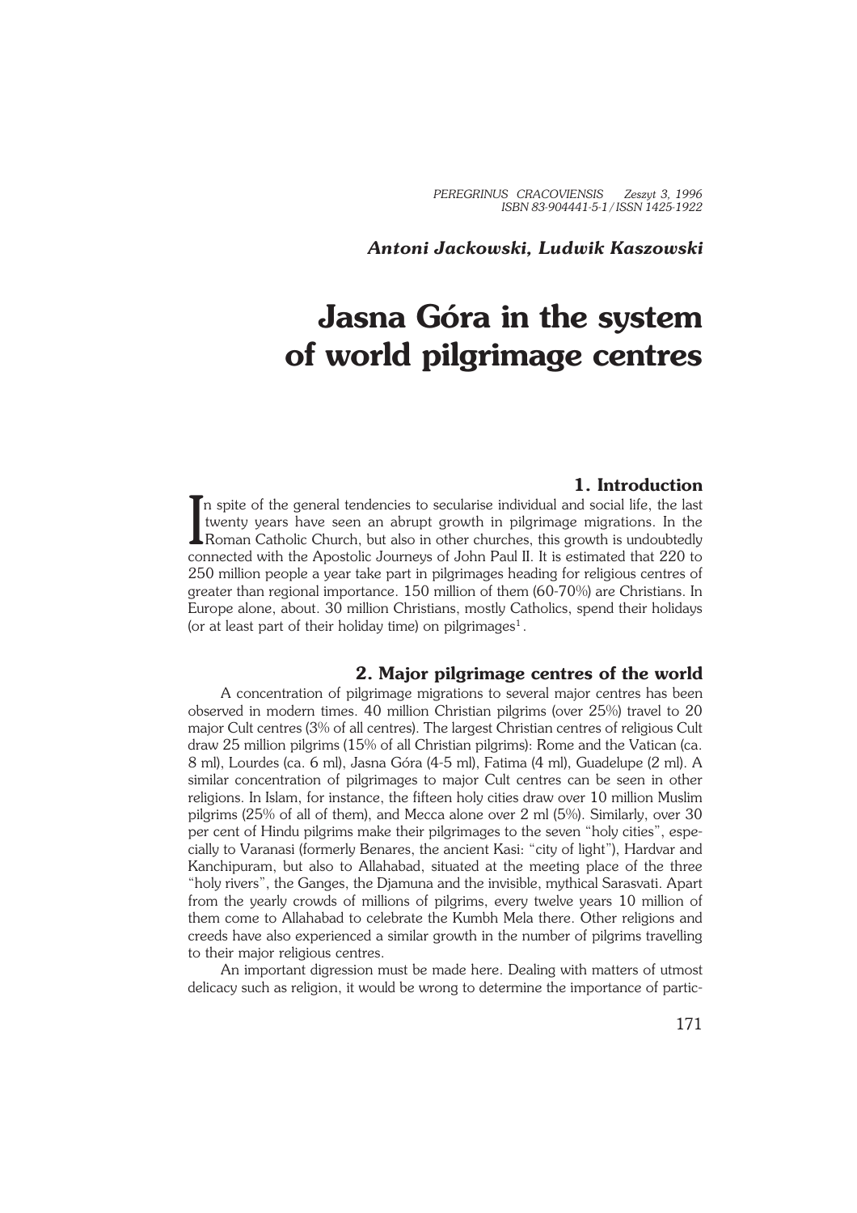*Antoni Jackowski, Ludwik Kaszowski*

# Jasna Góra in the system of world pilgrimage centres

## 1. Introduction

In spite of the general tendencies to secularise individual and social life, the last twenty years have seen an abrupt growth in pilgrimage migrations. In the Roman Catholic Church, but also in other churches, this growth is undoubtedly connected with the Apostolic Journeys of John Paul II. It is estimated that 220 to 250 million people a year take part in pilgrimages heading for religious centres of greater than regional importance. 150 million of them (60-70%) are Christians. In Europe alone, about. 30 million Christians, mostly Catholics, spend their holidays (or at least part of their holiday time) on pilgrimages[1].

## 2. Major pilgrimage centres of the world

A concentration of pilgrimage migrations to several major centres has been observed in modern times. 40 million Christian pilgrims (over 25%) travel to 20 major Cult centres (3% of all centres). The largest Christian centres of religious Cult draw 25 million pilgrims (15% of all Christian pilgrims): Rome and the Vatican (ca. 8 ml), Lourdes (ca. 6 ml), Jasna Góra (4-5 ml), Fatima (4 ml), Guadelupe (2 ml). A similar concentration of pilgrimages to major Cult centres can be seen in other religions. In Islam, for instance, the fifteen holy cities draw over 10 million Muslim pilgrims (25% of all of them), and Mecca alone over 2 ml (5%). Similarly, over 30 per cent of Hindu pilgrims make their pilgrimages to the seven "holy cities", especially to Varanasi (formerly Benares, the ancient Kasi: "city of light"), Hardvar and Kanchipuram, but also to Allahabad, situated at the meeting place of the three "holy rivers", the Ganges, the Djamuna and the invisible, mythical Sarasvati. Apart from the yearly crowds of millions of pilgrims, every twelve years 10 million of them come to Allahabad to celebrate the Kumbh Mela there. Other religions and creeds have also experienced a similar growth in the number of pilgrims travelling to their major religious centres.

An important digression must be made here. Dealing with matters of utmost delicacy such as religion, it would be wrong to determine the importance of partic-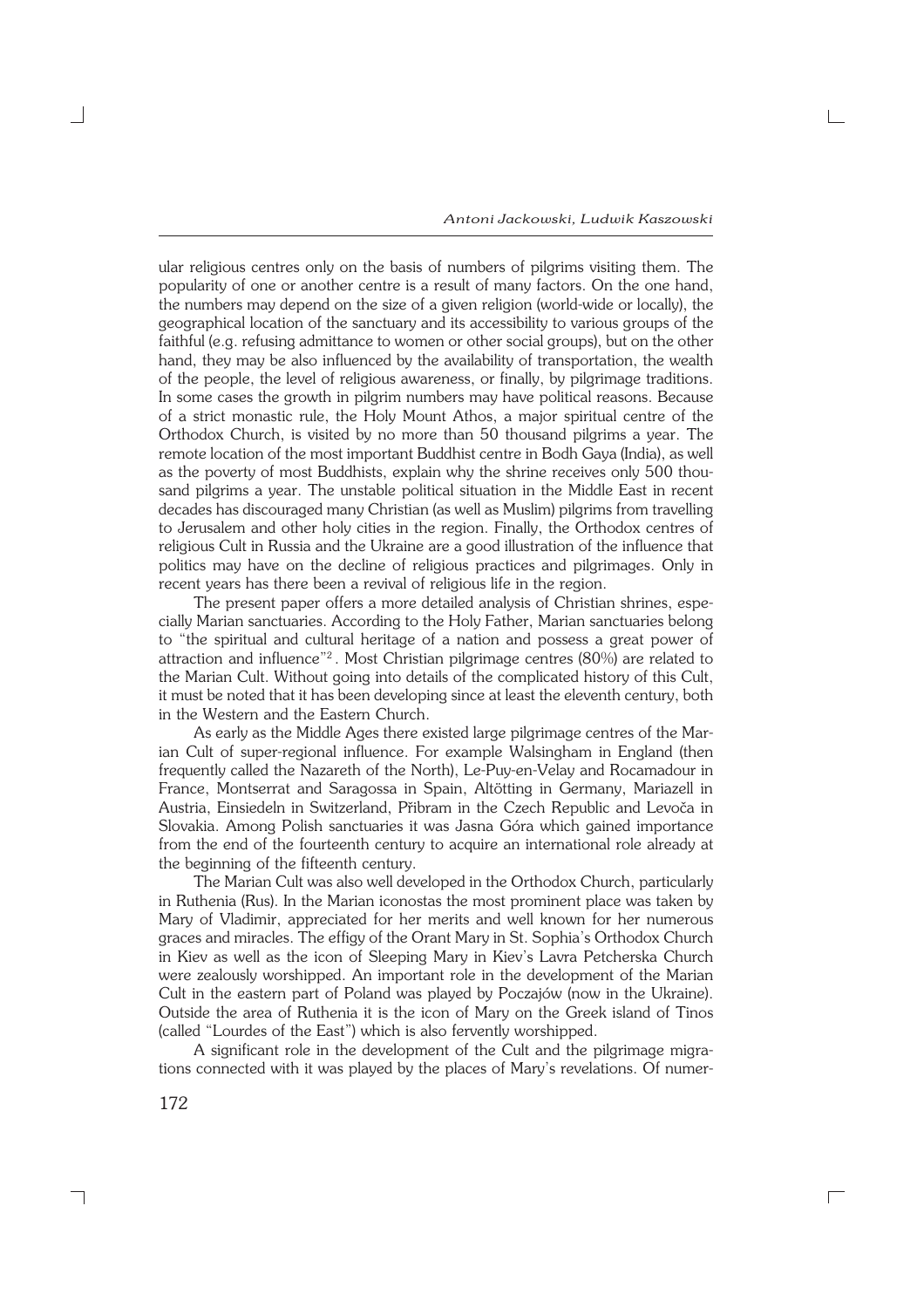ular religious centres only on the basis of numbers of pilgrims visiting them. The popularity of one or another centre is a result of many factors. On the one hand, the numbers may depend on the size of a given religion (world-wide or locally), the geographical location of the sanctuary and its accessibility to various groups of the faithful (e.g. refusing admittance to women or other social groups), but on the other hand, they may be also influenced by the availability of transportation, the wealth of the people, the level of religious awareness, or finally, by pilgrimage traditions. In some cases the growth in pilgrim numbers may have political reasons. Because of a strict monastic rule, the Holy Mount Athos, a major spiritual centre of the Orthodox Church, is visited by no more than 50 thousand pilgrims a year. The remote location of the most important Buddhist centre in Bodh Gaya (India), as well as the poverty of most Buddhists, explain why the shrine receives only 500 thousand pilgrims a year. The unstable political situation in the Middle East in recent decades has discouraged many Christian (as well as Muslim) pilgrims from travelling to Jerusalem and other holy cities in the region. Finally, the Orthodox centres of religious Cult in Russia and the Ukraine are a good illustration of the influence that politics may have on the decline of religious practices and pilgrimages. Only in recent years has there been a revival of religious life in the region.

The present paper offers a more detailed analysis of Christian shrines, especially Marian sanctuaries. According to the Holy Father, Marian sanctuaries belong to "the spiritual and cultural heritage of a nation and possess a great power of attraction and influence"[2]. Most Christian pilgrimage centres (80%) are related to the Marian Cult. Without going into details of the complicated history of this Cult, it must be noted that it has been developing since at least the eleventh century, both in the Western and the Eastern Church.

As early as the Middle Ages there existed large pilgrimage centres of the Marian Cult of super-regional influence. For example Walsingham in England (then frequently called the Nazareth of the North), Le-Puy-en-Velay and Rocamadour in France, Montserrat and Saragossa in Spain, Altötting in Germany, Mariazell in Austria, Einsiedeln in Switzerland, Přibram in the Czech Republic and Levoča in Slovakia. Among Polish sanctuaries it was Jasna Góra which gained importance from the end of the fourteenth century to acquire an international role already at the beginning of the fifteenth century.

The Marian Cult was also well developed in the Orthodox Church, particularly in Ruthenia (Rus). In the Marian iconostas the most prominent place was taken by Mary of Vladimir, appreciated for her merits and well known for her numerous graces and miracles. The effigy of the Orant Mary in St. Sophia's Orthodox Church in Kiev as well as the icon of Sleeping Mary in Kiev's Lavra Petcherska Church were zealously worshipped. An important role in the development of the Marian Cult in the eastern part of Poland was played by Poczajów (now in the Ukraine). Outside the area of Ruthenia it is the icon of Mary on the Greek island of Tinos (called "Lourdes of the East") which is also fervently worshipped.

A significant role in the development of the Cult and the pilgrimage migrations connected with it was played by the places of Mary's revelations. Of numer-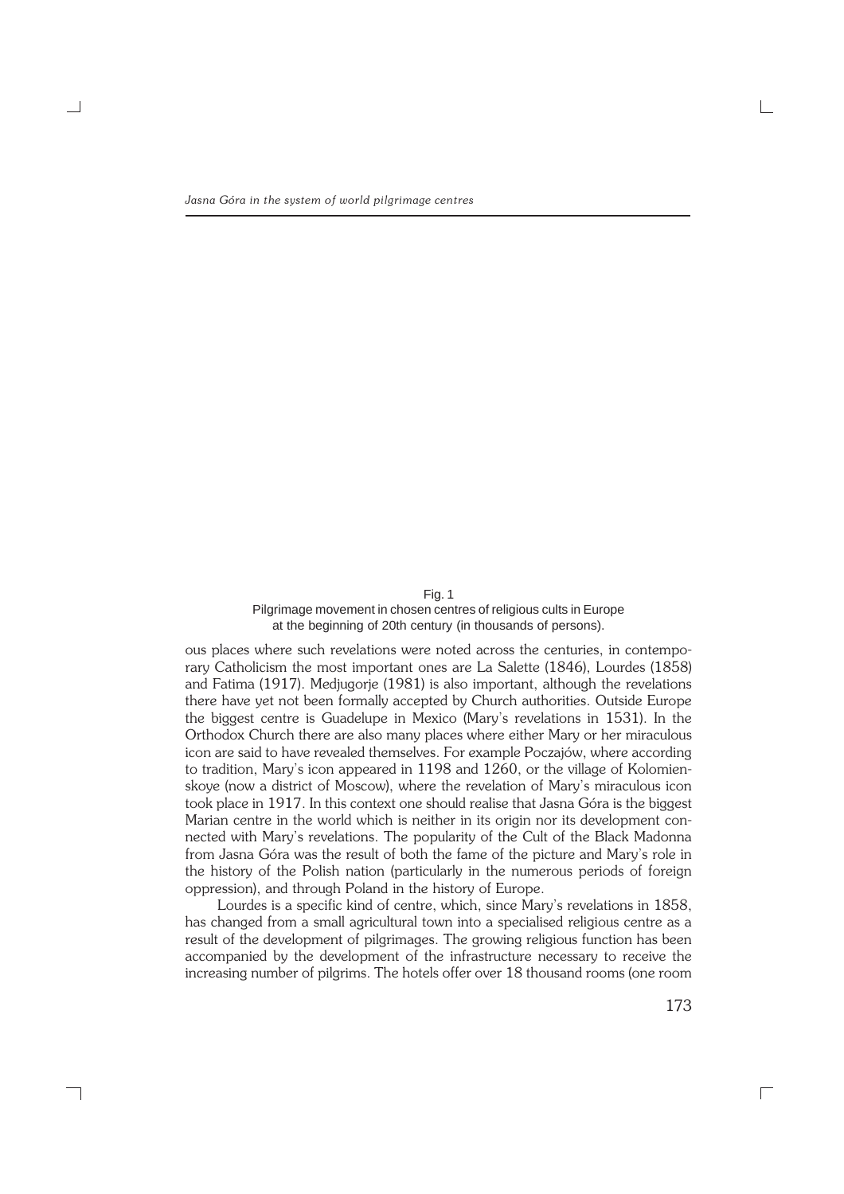Fig. 1
Pilgrimage movement in chosen centres of religious cults in Europe at the beginning of 20th century (in thousands of persons).

ous places where such revelations were noted across the centuries, in contemporary Catholicism the most important ones are La Salette (1846), Lourdes (1858) and Fatima (1917). Medjugorje (1981) is also important, although the revelations there have yet not been formally accepted by Church authorities. Outside Europe the biggest centre is Guadelupe in Mexico (Mary's revelations in 1531). In the Orthodox Church there are also many places where either Mary or her miraculous icon are said to have revealed themselves. For example Poczajów, where according to tradition, Mary's icon appeared in 1198 and 1260, or the village of Kolomienskoye (now a district of Moscow), where the revelation of Mary's miraculous icon took place in 1917. In this context one should realise that Jasna Góra is the biggest Marian centre in the world which is neither in its origin nor its development connected with Mary's revelations. The popularity of the Cult of the Black Madonna from Jasna Góra was the result of both the fame of the picture and Mary's role in the history of the Polish nation (particularly in the numerous periods of foreign oppression), and through Poland in the history of Europe.

Lourdes is a specific kind of centre, which, since Mary's revelations in 1858, has changed from a small agricultural town into a specialised religious centre as a result of the development of pilgrimages. The growing religious function has been accompanied by the development of the infrastructure necessary to receive the increasing number of pilgrims. The hotels offer over 18 thousand rooms (one room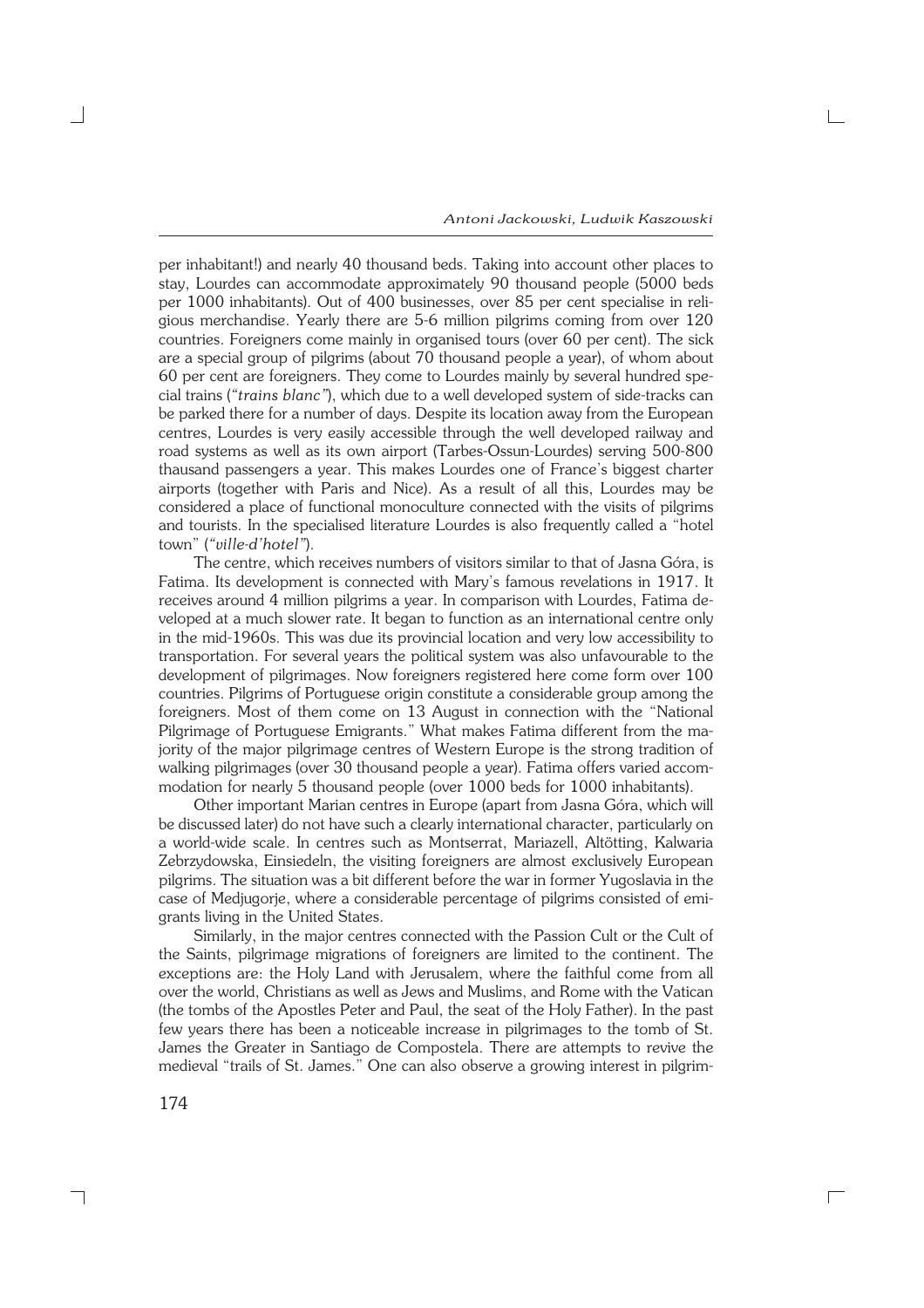per inhabitant!) and nearly 40 thousand beds. Taking into account other places to stay, Lourdes can accommodate approximately 90 thousand people (5000 beds per 1000 inhabitants). Out of 400 businesses, over 85 per cent specialise in religious merchandise. Yearly there are 5-6 million pilgrims coming from over 120 countries. Foreigners come mainly in organised tours (over 60 per cent). The sick are a special group of pilgrims (about 70 thousand people a year), of whom about 60 per cent are foreigners. They come to Lourdes mainly by several hundred special trains (*"trains blanc"*), which due to a well developed system of side-tracks can be parked there for a number of days. Despite its location away from the European centres, Lourdes is very easily accessible through the well developed railway and road systems as well as its own airport (Tarbes-Ossun-Lourdes) serving 500-800 thousand passengers a year. This makes Lourdes one of France's biggest charter airports (together with Paris and Nice). As a result of all this, Lourdes may be considered a place of functional monoculture connected with the visits of pilgrims and tourists. In the specialised literature Lourdes is also frequently called a "hotel town" (*"ville-d'hotel"*).

The centre, which receives numbers of visitors similar to that of Jasna Góra, is Fatima. Its development is connected with Mary's famous revelations in 1917. It receives around 4 million pilgrims a year. In comparison with Lourdes, Fatima developed at a much slower rate. It began to function as an international centre only in the mid-1960s. This was due its provincial location and very low accessibility to transportation. For several years the political system was also unfavourable to the development of pilgrimages. Now foreigners registered here come form over 100 countries. Pilgrims of Portuguese origin constitute a considerable group among the foreigners. Most of them come on 13 August in connection with the "National Pilgrimage of Portuguese Emigrants." What makes Fatima different from the majority of the major pilgrimage centres of Western Europe is the strong tradition of walking pilgrimages (over 30 thousand people a year). Fatima offers varied accommodation for nearly 5 thousand people (over 1000 beds for 1000 inhabitants).

Other important Marian centres in Europe (apart from Jasna Góra, which will be discussed later) do not have such a clearly international character, particularly on a world-wide scale. In centres such as Montserrat, Mariazell, Altötting, Kalwaria Zebrzydowska, Einsiedeln, the visiting foreigners are almost exclusively European pilgrims. The situation was a bit different before the war in former Yugoslavia in the case of Medjugorje, where a considerable percentage of pilgrims consisted of emigrants living in the United States.

Similarly, in the major centres connected with the Passion Cult or the Cult of the Saints, pilgrimage migrations of foreigners are limited to the continent. The exceptions are: the Holy Land with Jerusalem, where the faithful come from all over the world, Christians as well as Jews and Muslims, and Rome with the Vatican (the tombs of the Apostles Peter and Paul, the seat of the Holy Father). In the past few years there has been a noticeable increase in pilgrimages to the tomb of St. James the Greater in Santiago de Compostela. There are attempts to revive the medieval "trails of St. James." One can also observe a growing interest in pilgrim-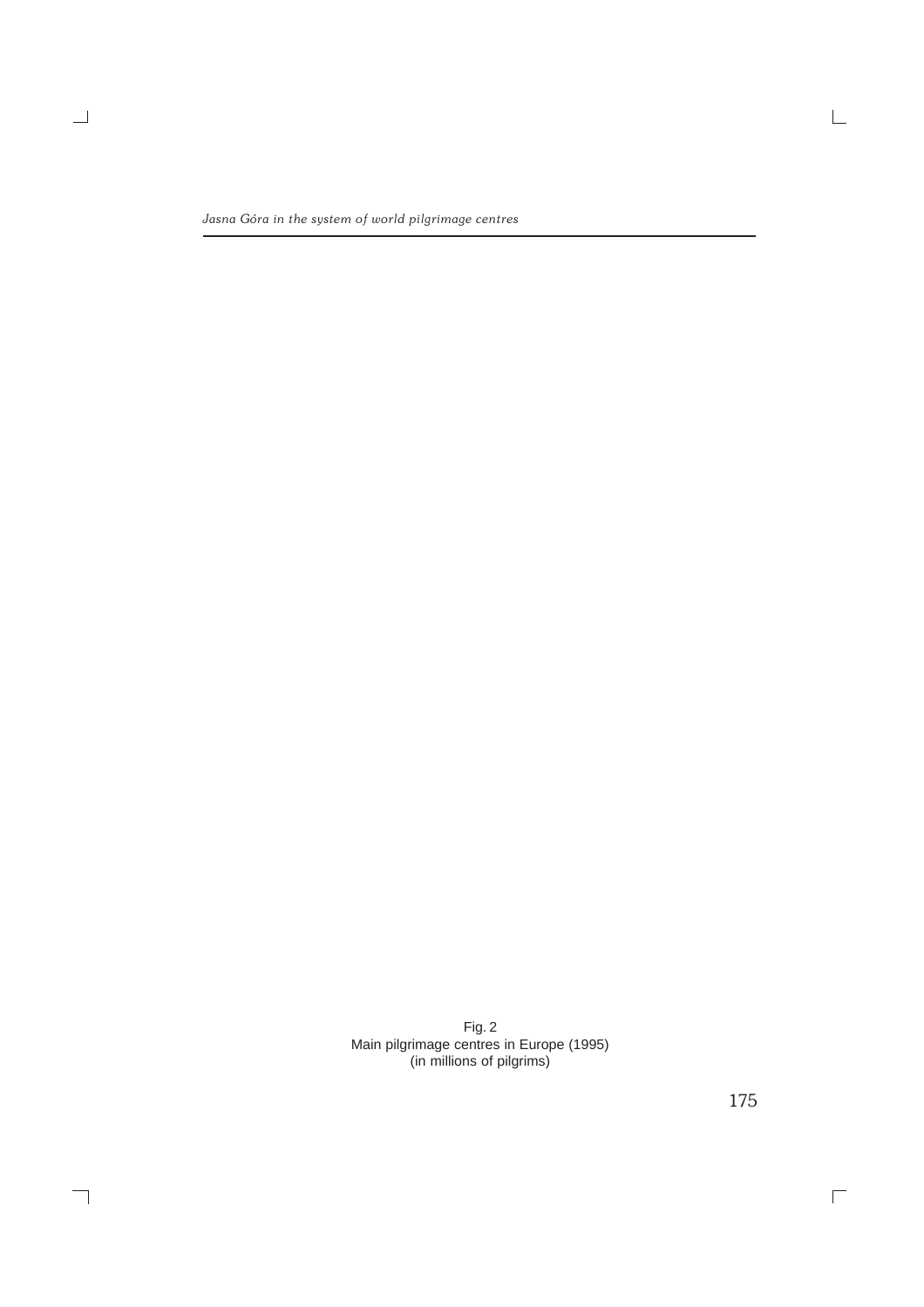Fig. 2
Main pilgrimage centres in Europe (1995)
(in millions of pilgrims)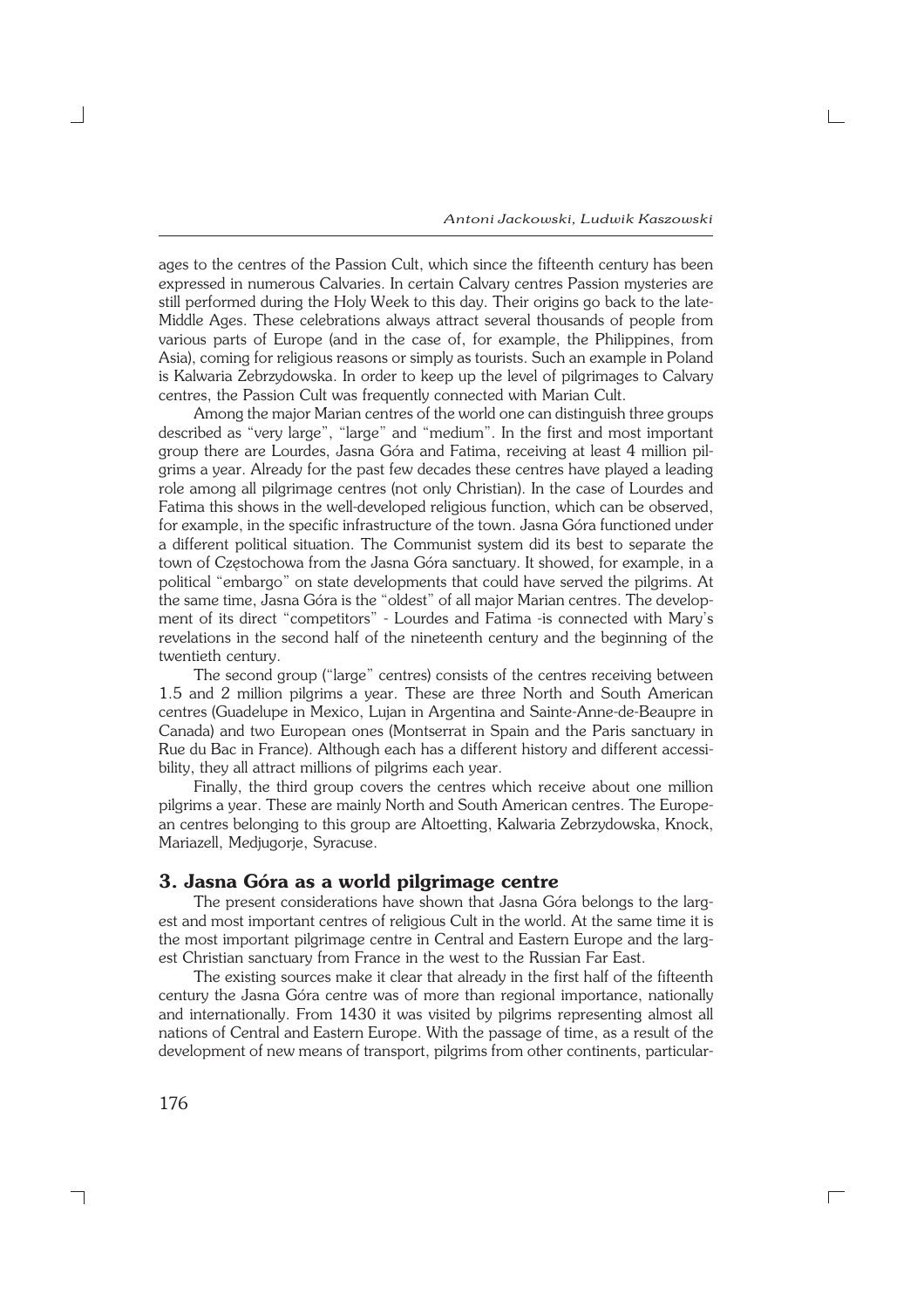ages to the centres of the Passion Cult, which since the fifteenth century has been expressed in numerous Calvaries. In certain Calvary centres Passion mysteries are still performed during the Holy Week to this day. Their origins go back to the late-Middle Ages. These celebrations always attract several thousands of people from various parts of Europe (and in the case of, for example, the Philippines, from Asia), coming for religious reasons or simply as tourists. Such an example in Poland is Kalwaria Zebrzydowska. In order to keep up the level of pilgrimages to Calvary centres, the Passion Cult was frequently connected with Marian Cult.

Among the major Marian centres of the world one can distinguish three groups described as "very large", "large" and "medium". In the first and most important group there are Lourdes, Jasna Góra and Fatima, receiving at least 4 million pilgrims a year. Already for the past few decades these centres have played a leading role among all pilgrimage centres (not only Christian). In the case of Lourdes and Fatima this shows in the well-developed religious function, which can be observed, for example, in the specific infrastructure of the town. Jasna Góra functioned under a different political situation. The Communist system did its best to separate the town of Częstochowa from the Jasna Góra sanctuary. It showed, for example, in a political "embargo" on state developments that could have served the pilgrims. At the same time, Jasna Góra is the "oldest" of all major Marian centres. The development of its direct "competitors" - Lourdes and Fatima -is connected with Mary's revelations in the second half of the nineteenth century and the beginning of the twentieth century.

The second group ("large" centres) consists of the centres receiving between 1.5 and 2 million pilgrims a year. These are three North and South American centres (Guadelupe in Mexico, Lujan in Argentina and Sainte-Anne-de-Beaupre in Canada) and two European ones (Montserrat in Spain and the Paris sanctuary in Rue du Bac in France). Although each has a different history and different accessibility, they all attract millions of pilgrims each year.

Finally, the third group covers the centres which receive about one million pilgrims a year. These are mainly North and South American centres. The European centres belonging to this group are Altoetting, Kalwaria Zebrzydowska, Knock, Mariazell, Medjugorje, Syracuse.

## 3. Jasna Góra as a world pilgrimage centre

The present considerations have shown that Jasna Góra belongs to the largest and most important centres of religious Cult in the world. At the same time it is the most important pilgrimage centre in Central and Eastern Europe and the largest Christian sanctuary from France in the west to the Russian Far East.

The existing sources make it clear that already in the first half of the fifteenth century the Jasna Góra centre was of more than regional importance, nationally and internationally. From 1430 it was visited by pilgrims representing almost all nations of Central and Eastern Europe. With the passage of time, as a result of the development of new means of transport, pilgrims from other continents, particular-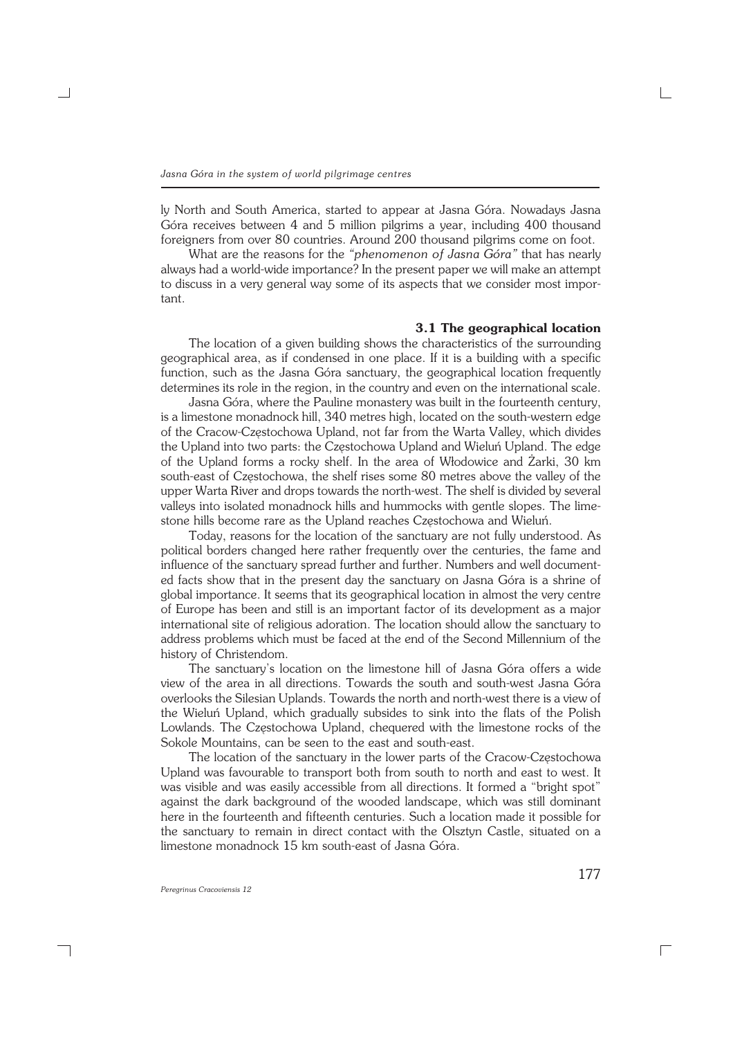ly North and South America, started to appear at Jasna Góra. Nowadays Jasna Góra receives between 4 and 5 million pilgrims a year, including 400 thousand foreigners from over 80 countries. Around 200 thousand pilgrims come on foot.

What are the reasons for the *"phenomenon of Jasna Góra"* that has nearly always had a world-wide importance? In the present paper we will make an attempt to discuss in a very general way some of its aspects that we consider most important.

### 3.1 The geographical location

The location of a given building shows the characteristics of the surrounding geographical area, as if condensed in one place. If it is a building with a specific function, such as the Jasna Góra sanctuary, the geographical location frequently determines its role in the region, in the country and even on the international scale.

Jasna Góra, where the Pauline monastery was built in the fourteenth century, is a limestone monadnock hill, 340 metres high, located on the south-western edge of the Cracow-Częstochowa Upland, not far from the Warta Valley, which divides the Upland into two parts: the Częstochowa Upland and Wieluń Upland. The edge of the Upland forms a rocky shelf. In the area of Włodowice and Żarki, 30 km south-east of Częstochowa, the shelf rises some 80 metres above the valley of the upper Warta River and drops towards the north-west. The shelf is divided by several valleys into isolated monadnock hills and hummocks with gentle slopes. The limestone hills become rare as the Upland reaches Częstochowa and Wieluń.

Today, reasons for the location of the sanctuary are not fully understood. As political borders changed here rather frequently over the centuries, the fame and influence of the sanctuary spread further and further. Numbers and well documented facts show that in the present day the sanctuary on Jasna Góra is a shrine of global importance. It seems that its geographical location in almost the very centre of Europe has been and still is an important factor of its development as a major international site of religious adoration. The location should allow the sanctuary to address problems which must be faced at the end of the Second Millennium of the history of Christendom.

The sanctuary's location on the limestone hill of Jasna Góra offers a wide view of the area in all directions. Towards the south and south-west Jasna Góra overlooks the Silesian Uplands. Towards the north and north-west there is a view of the Wieluń Upland, which gradually subsides to sink into the flats of the Polish Lowlands. The Częstochowa Upland, chequered with the limestone rocks of the Sokole Mountains, can be seen to the east and south-east.

The location of the sanctuary in the lower parts of the Cracow-Częstochowa Upland was favourable to transport both from south to north and east to west. It was visible and was easily accessible from all directions. It formed a "bright spot" against the dark background of the wooded landscape, which was still dominant here in the fourteenth and fifteenth centuries. Such a location made it possible for the sanctuary to remain in direct contact with the Olsztyn Castle, situated on a limestone monadnock 15 km south-east of Jasna Góra.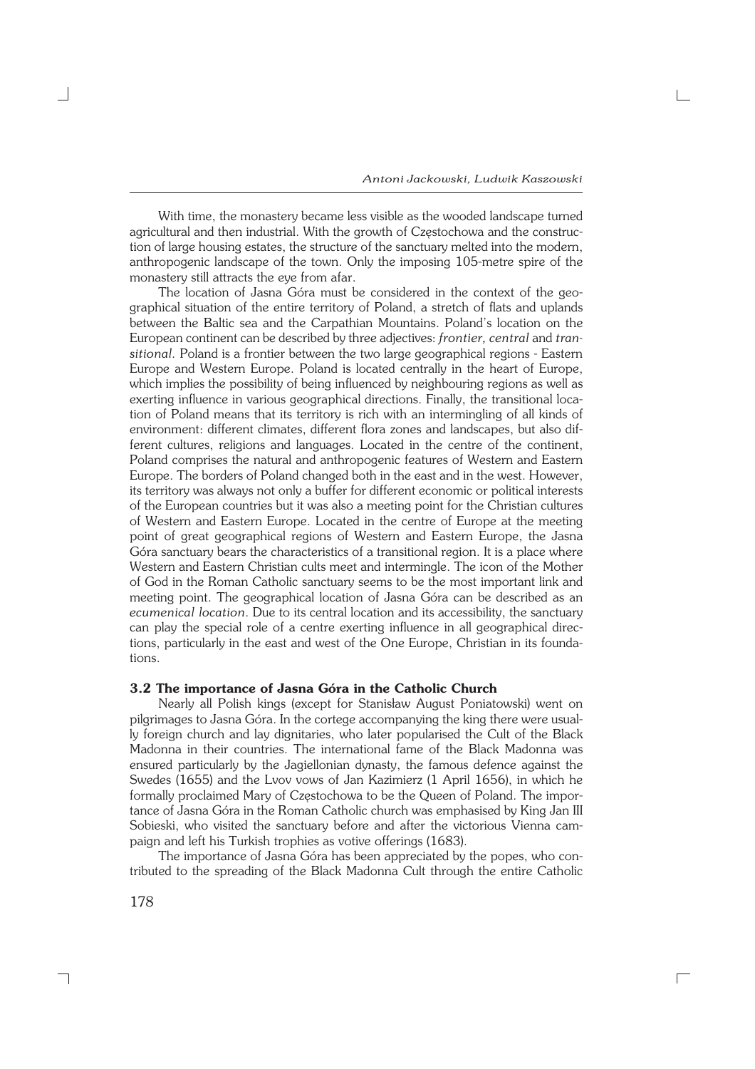With time, the monastery became less visible as the wooded landscape turned agricultural and then industrial. With the growth of Częstochowa and the construction of large housing estates, the structure of the sanctuary melted into the modern, anthropogenic landscape of the town. Only the imposing 105-metre spire of the monastery still attracts the eye from afar.

The location of Jasna Góra must be considered in the context of the geographical situation of the entire territory of Poland, a stretch of flats and uplands between the Baltic sea and the Carpathian Mountains. Poland's location on the European continent can be described by three adjectives: *frontier, central* and *transitional*. Poland is a frontier between the two large geographical regions - Eastern Europe and Western Europe. Poland is located centrally in the heart of Europe, which implies the possibility of being influenced by neighbouring regions as well as exerting influence in various geographical directions. Finally, the transitional location of Poland means that its territory is rich with an intermingling of all kinds of environment: different climates, different flora zones and landscapes, but also different cultures, religions and languages. Located in the centre of the continent, Poland comprises the natural and anthropogenic features of Western and Eastern Europe. The borders of Poland changed both in the east and in the west. However, its territory was always not only a buffer for different economic or political interests of the European countries but it was also a meeting point for the Christian cultures of Western and Eastern Europe. Located in the centre of Europe at the meeting point of great geographical regions of Western and Eastern Europe, the Jasna Góra sanctuary bears the characteristics of a transitional region. It is a place where Western and Eastern Christian cults meet and intermingle. The icon of the Mother of God in the Roman Catholic sanctuary seems to be the most important link and meeting point. The geographical location of Jasna Góra can be described as an *ecumenical location*. Due to its central location and its accessibility, the sanctuary can play the special role of a centre exerting influence in all geographical directions, particularly in the east and west of the One Europe, Christian in its foundations.

### 3.2 The importance of Jasna Góra in the Catholic Church

Nearly all Polish kings (except for Stanisław August Poniatowski) went on pilgrimages to Jasna Góra. In the cortege accompanying the king there were usually foreign church and lay dignitaries, who later popularised the Cult of the Black Madonna in their countries. The international fame of the Black Madonna was ensured particularly by the Jagiellonian dynasty, the famous defence against the Swedes (1655) and the Lvov vows of Jan Kazimierz (1 April 1656), in which he formally proclaimed Mary of Częstochowa to be the Queen of Poland. The importance of Jasna Góra in the Roman Catholic church was emphasised by King Jan III Sobieski, who visited the sanctuary before and after the victorious Vienna campaign and left his Turkish trophies as votive offerings (1683).

The importance of Jasna Góra has been appreciated by the popes, who contributed to the spreading of the Black Madonna Cult through the entire Catholic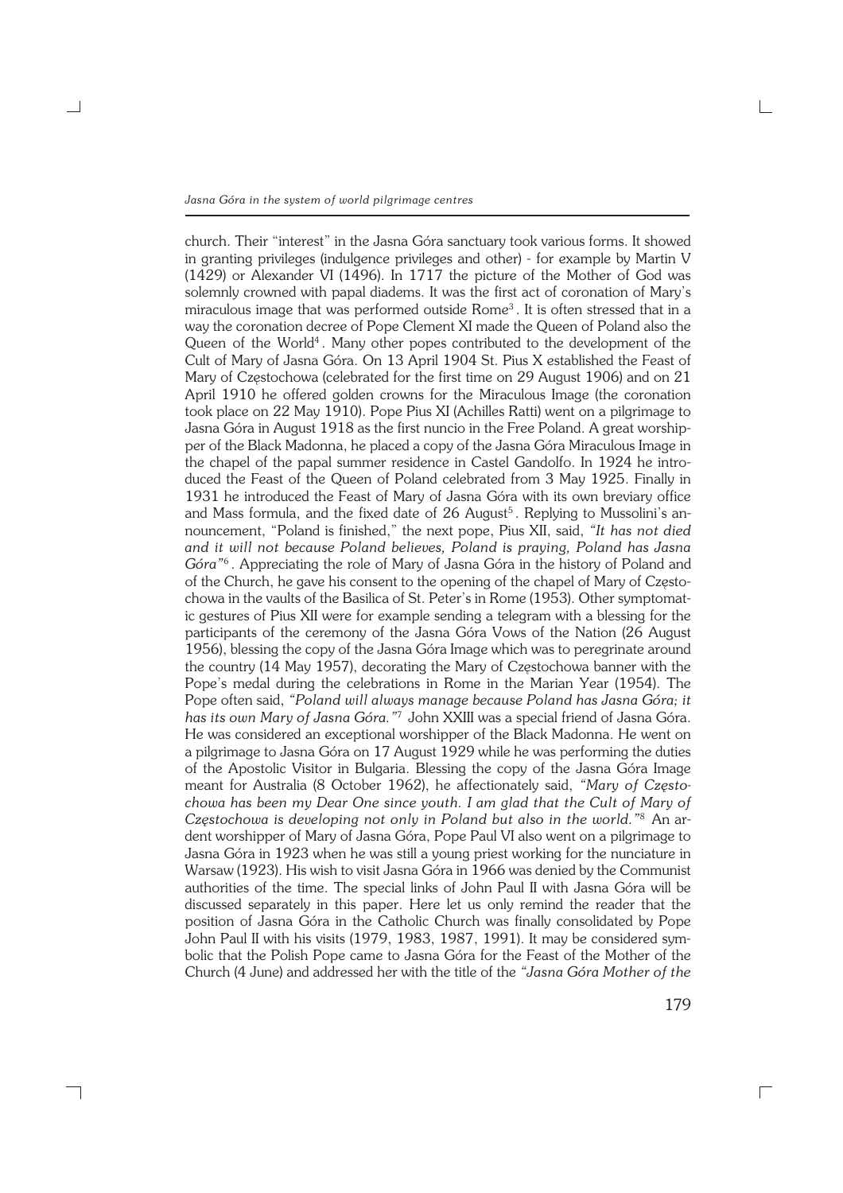church. Their "interest" in the Jasna Góra sanctuary took various forms. It showed in granting privileges (indulgence privileges and other) - for example by Martin V (1429) or Alexander VI (1496). In 1717 the picture of the Mother of God was solemnly crowned with papal diadems. It was the first act of coronation of Mary's miraculous image that was performed outside Rome[3]. It is often stressed that in a way the coronation decree of Pope Clement XI made the Queen of Poland also the Queen of the World[4]. Many other popes contributed to the development of the Cult of Mary of Jasna Góra. On 13 April 1904 St. Pius X established the Feast of Mary of Częstochowa (celebrated for the first time on 29 August 1906) and on 21 April 1910 he offered golden crowns for the Miraculous Image (the coronation took place on 22 May 1910). Pope Pius XI (Achilles Ratti) went on a pilgrimage to Jasna Góra in August 1918 as the first nuncio in the Free Poland. A great worshipper of the Black Madonna, he placed a copy of the Jasna Góra Miraculous Image in the chapel of the papal summer residence in Castel Gandolfo. In 1924 he introduced the Feast of the Queen of Poland celebrated from 3 May 1925. Finally in 1931 he introduced the Feast of Mary of Jasna Góra with its own breviary office and Mass formula, and the fixed date of 26 August[5]. Replying to Mussolini's announcement, "Poland is finished," the next pope, Pius XII, said, *"It has not died and it will not because Poland believes, Poland is praying, Poland has Jasna Góra"*[6]. Appreciating the role of Mary of Jasna Góra in the history of Poland and of the Church, he gave his consent to the opening of the chapel of Mary of Częstochowa in the vaults of the Basilica of St. Peter's in Rome (1953). Other symptomatic gestures of Pius XII were for example sending a telegram with a blessing for the participants of the ceremony of the Jasna Góra Vows of the Nation (26 August 1956), blessing the copy of the Jasna Góra Image which was to peregrinate around the country (14 May 1957), decorating the Mary of Częstochowa banner with the Pope's medal during the celebrations in Rome in the Marian Year (1954). The Pope often said, *"Poland will always manage because Poland has Jasna Góra; it has its own Mary of Jasna Góra."*[7] John XXIII was a special friend of Jasna Góra. He was considered an exceptional worshipper of the Black Madonna. He went on a pilgrimage to Jasna Góra on 17 August 1929 while he was performing the duties of the Apostolic Visitor in Bulgaria. Blessing the copy of the Jasna Góra Image meant for Australia (8 October 1962), he affectionately said, *"Mary of Częstochowa has been my Dear One since youth. I am glad that the Cult of Mary of Częstochowa is developing not only in Poland but also in the world."*[8] An ardent worshipper of Mary of Jasna Góra, Pope Paul VI also went on a pilgrimage to Jasna Góra in 1923 when he was still a young priest working for the nunciature in Warsaw (1923). His wish to visit Jasna Góra in 1966 was denied by the Communist authorities of the time. The special links of John Paul II with Jasna Góra will be discussed separately in this paper. Here let us only remind the reader that the position of Jasna Góra in the Catholic Church was finally consolidated by Pope John Paul II with his visits (1979, 1983, 1987, 1991). It may be considered symbolic that the Polish Pope came to Jasna Góra for the Feast of the Mother of the Church (4 June) and addressed her with the title of the *"Jasna Góra Mother of the*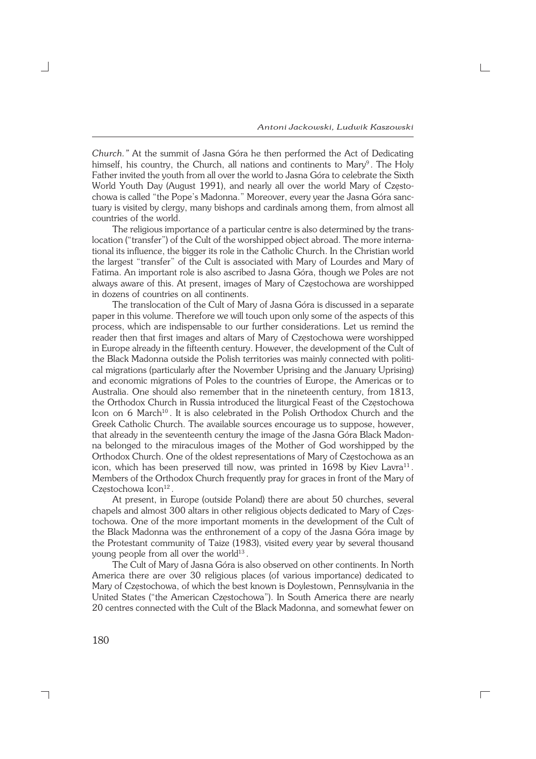*Church."* At the summit of Jasna Góra he then performed the Act of Dedicating himself, his country, the Church, all nations and continents to Mary[9]. The Holy Father invited the youth from all over the world to Jasna Góra to celebrate the Sixth World Youth Day (August 1991), and nearly all over the world Mary of Częstochowa is called "the Pope's Madonna." Moreover, every year the Jasna Góra sanctuary is visited by clergy, many bishops and cardinals among them, from almost all countries of the world.

The religious importance of a particular centre is also determined by the translocation ("transfer") of the Cult of the worshipped object abroad. The more international its influence, the bigger its role in the Catholic Church. In the Christian world the largest "transfer" of the Cult is associated with Mary of Lourdes and Mary of Fatima. An important role is also ascribed to Jasna Góra, though we Poles are not always aware of this. At present, images of Mary of Częstochowa are worshipped in dozens of countries on all continents.

The translocation of the Cult of Mary of Jasna Góra is discussed in a separate paper in this volume. Therefore we will touch upon only some of the aspects of this process, which are indispensable to our further considerations. Let us remind the reader then that first images and altars of Mary of Częstochowa were worshipped in Europe already in the fifteenth century. However, the development of the Cult of the Black Madonna outside the Polish territories was mainly connected with political migrations (particularly after the November Uprising and the January Uprising) and economic migrations of Poles to the countries of Europe, the Americas or to Australia. One should also remember that in the nineteenth century, from 1813, the Orthodox Church in Russia introduced the liturgical Feast of the Częstochowa Icon on 6 March[10]. It is also celebrated in the Polish Orthodox Church and the Greek Catholic Church. The available sources encourage us to suppose, however, that already in the seventeenth century the image of the Jasna Góra Black Madonna belonged to the miraculous images of the Mother of God worshipped by the Orthodox Church. One of the oldest representations of Mary of Częstochowa as an icon, which has been preserved till now, was printed in 1698 by Kiev Lavra[11]. Members of the Orthodox Church frequently pray for graces in front of the Mary of Częstochowa Icon[12].

At present, in Europe (outside Poland) there are about 50 churches, several chapels and almost 300 altars in other religious objects dedicated to Mary of Częstochowa. One of the more important moments in the development of the Cult of the Black Madonna was the enthronement of a copy of the Jasna Góra image by the Protestant community of Taize (1983), visited every year by several thousand young people from all over the world[13].

The Cult of Mary of Jasna Góra is also observed on other continents. In North America there are over 30 religious places (of various importance) dedicated to Mary of Częstochowa, of which the best known is Doylestown, Pennsylvania in the United States ("the American Częstochowa"). In South America there are nearly 20 centres connected with the Cult of the Black Madonna, and somewhat fewer on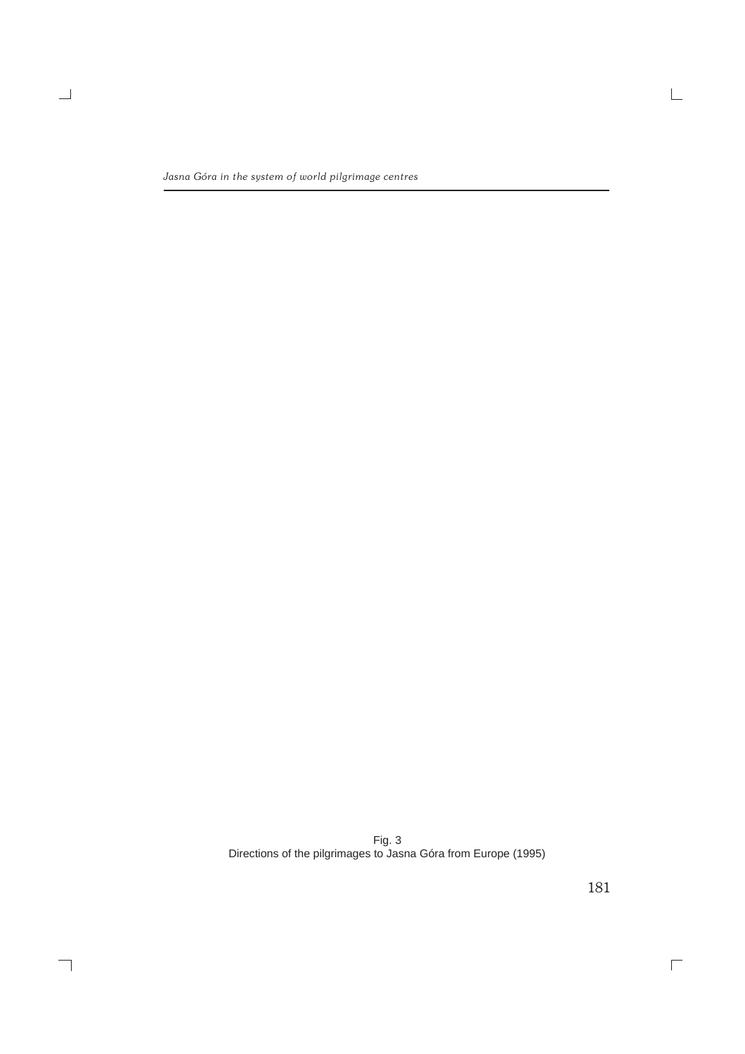Fig. 3
Directions of the pilgrimages to Jasna Góra from Europe (1995)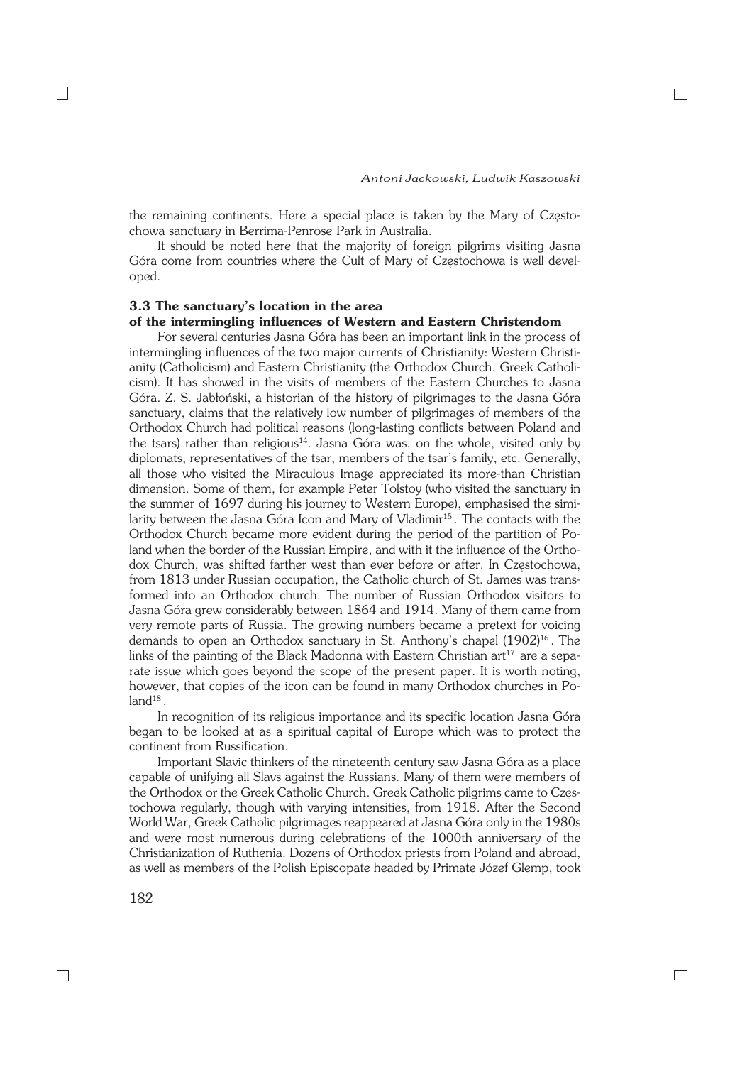the remaining continents. Here a special place is taken by the Mary of Częstochowa sanctuary in Berrima-Penrose Park in Australia.

It should be noted here that the majority of foreign pilgrims visiting Jasna Góra come from countries where the Cult of Mary of Częstochowa is well developed.

### 3.3 The sanctuary's location in the area of the intermingling influences of Western and Eastern Christendom

For several centuries Jasna Góra has been an important link in the process of intermingling influences of the two major currents of Christianity: Western Christianity (Catholicism) and Eastern Christianity (the Orthodox Church, Greek Catholicism). It has showed in the visits of members of the Eastern Churches to Jasna Góra. Z. S. Jabłoński, a historian of the history of pilgrimages to the Jasna Góra sanctuary, claims that the relatively low number of pilgrimages of members of the Orthodox Church had political reasons (long-lasting conflicts between Poland and the tsars) rather than religious[14]. Jasna Góra was, on the whole, visited only by diplomats, representatives of the tsar, members of the tsar's family, etc. Generally, all those who visited the Miraculous Image appreciated its more-than Christian dimension. Some of them, for example Peter Tolstoy (who visited the sanctuary in the summer of 1697 during his journey to Western Europe), emphasised the similarity between the Jasna Góra Icon and Mary of Vladimir[15]. The contacts with the Orthodox Church became more evident during the period of the partition of Poland when the border of the Russian Empire, and with it the influence of the Orthodox Church, was shifted farther west than ever before or after. In Częstochowa, from 1813 under Russian occupation, the Catholic church of St. James was transformed into an Orthodox church. The number of Russian Orthodox visitors to Jasna Góra grew considerably between 1864 and 1914. Many of them came from very remote parts of Russia. The growing numbers became a pretext for voicing demands to open an Orthodox sanctuary in St. Anthony's chapel (1902)[16]. The links of the painting of the Black Madonna with Eastern Christian art[17] are a separate issue which goes beyond the scope of the present paper. It is worth noting, however, that copies of the icon can be found in many Orthodox churches in Poland[18].

In recognition of its religious importance and its specific location Jasna Góra began to be looked at as a spiritual capital of Europe which was to protect the continent from Russification.

Important Slavic thinkers of the nineteenth century saw Jasna Góra as a place capable of unifying all Slavs against the Russians. Many of them were members of the Orthodox or the Greek Catholic Church. Greek Catholic pilgrims came to Częstochowa regularly, though with varying intensities, from 1918. After the Second World War, Greek Catholic pilgrimages reappeared at Jasna Góra only in the 1980s and were most numerous during celebrations of the 1000th anniversary of the Christianization of Ruthenia. Dozens of Orthodox priests from Poland and abroad, as well as members of the Polish Episcopate headed by Primate Józef Glemp, took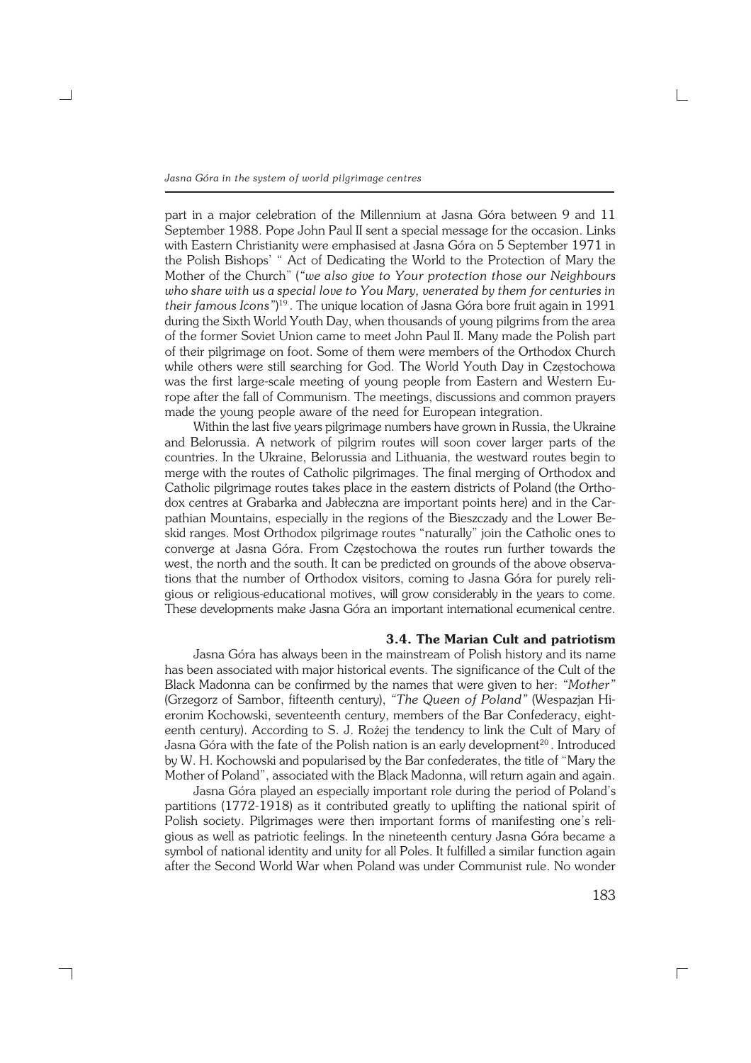part in a major celebration of the Millennium at Jasna Góra between 9 and 11 September 1988. Pope John Paul II sent a special message for the occasion. Links with Eastern Christianity were emphasised at Jasna Góra on 5 September 1971 in the Polish Bishops' " Act of Dedicating the World to the Protection of Mary the Mother of the Church" (*"we also give to Your protection those our Neighbours who share with us a special love to You Mary, venerated by them for centuries in their famous Icons"*)[19]. The unique location of Jasna Góra bore fruit again in 1991 during the Sixth World Youth Day, when thousands of young pilgrims from the area of the former Soviet Union came to meet John Paul II. Many made the Polish part of their pilgrimage on foot. Some of them were members of the Orthodox Church while others were still searching for God. The World Youth Day in Częstochowa was the first large-scale meeting of young people from Eastern and Western Europe after the fall of Communism. The meetings, discussions and common prayers made the young people aware of the need for European integration.

Within the last five years pilgrimage numbers have grown in Russia, the Ukraine and Belorussia. A network of pilgrim routes will soon cover larger parts of the countries. In the Ukraine, Belorussia and Lithuania, the westward routes begin to merge with the routes of Catholic pilgrimages. The final merging of Orthodox and Catholic pilgrimage routes takes place in the eastern districts of Poland (the Orthodox centres at Grabarka and Jabłeczna are important points here) and in the Carpathian Mountains, especially in the regions of the Bieszczady and the Lower Beskid ranges. Most Orthodox pilgrimage routes "naturally" join the Catholic ones to converge at Jasna Góra. From Częstochowa the routes run further towards the west, the north and the south. It can be predicted on grounds of the above observations that the number of Orthodox visitors, coming to Jasna Góra for purely religious or religious-educational motives, will grow considerably in the years to come. These developments make Jasna Góra an important international ecumenical centre.

### 3.4. The Marian Cult and patriotism

Jasna Góra has always been in the mainstream of Polish history and its name has been associated with major historical events. The significance of the Cult of the Black Madonna can be confirmed by the names that were given to her: *"Mother"* (Grzegorz of Sambor, fifteenth century), *"The Queen of Poland"* (Wespazjan Hieronim Kochowski, seventeenth century, members of the Bar Confederacy, eighteenth century). According to S. J. Rożej the tendency to link the Cult of Mary of Jasna Góra with the fate of the Polish nation is an early development[20]. Introduced by W. H. Kochowski and popularised by the Bar confederates, the title of "Mary the Mother of Poland", associated with the Black Madonna, will return again and again.

Jasna Góra played an especially important role during the period of Poland's partitions (1772-1918) as it contributed greatly to uplifting the national spirit of Polish society. Pilgrimages were then important forms of manifesting one's religious as well as patriotic feelings. In the nineteenth century Jasna Góra became a symbol of national identity and unity for all Poles. It fulfilled a similar function again after the Second World War when Poland was under Communist rule. No wonder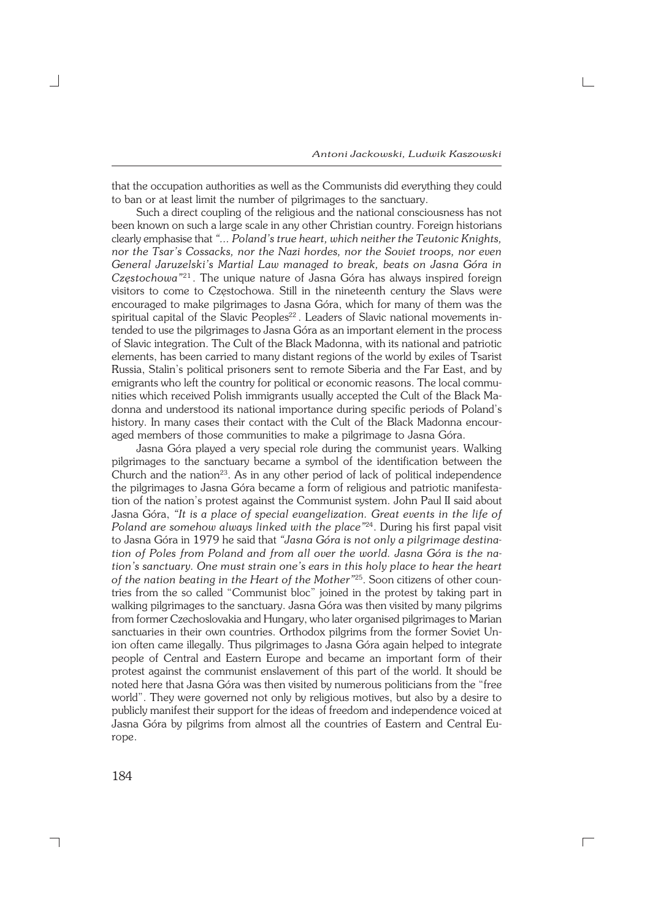that the occupation authorities as well as the Communists did everything they could to ban or at least limit the number of pilgrimages to the sanctuary.

Such a direct coupling of the religious and the national consciousness has not been known on such a large scale in any other Christian country. Foreign historians clearly emphasise that *"... Poland's true heart, which neither the Teutonic Knights, nor the Tsar's Cossacks, nor the Nazi hordes, nor the Soviet troops, nor even General Jaruzelski's Martial Law managed to break, beats on Jasna Góra in Częstochowa"*[21]. The unique nature of Jasna Góra has always inspired foreign visitors to come to Częstochowa. Still in the nineteenth century the Slavs were encouraged to make pilgrimages to Jasna Góra, which for many of them was the spiritual capital of the Slavic Peoples[22]. Leaders of Slavic national movements intended to use the pilgrimages to Jasna Góra as an important element in the process of Slavic integration. The Cult of the Black Madonna, with its national and patriotic elements, has been carried to many distant regions of the world by exiles of Tsarist Russia, Stalin's political prisoners sent to remote Siberia and the Far East, and by emigrants who left the country for political or economic reasons. The local communities which received Polish immigrants usually accepted the Cult of the Black Madonna and understood its national importance during specific periods of Poland's history. In many cases their contact with the Cult of the Black Madonna encouraged members of those communities to make a pilgrimage to Jasna Góra.

Jasna Góra played a very special role during the communist years. Walking pilgrimages to the sanctuary became a symbol of the identification between the Church and the nation[23]. As in any other period of lack of political independence the pilgrimages to Jasna Góra became a form of religious and patriotic manifestation of the nation's protest against the Communist system. John Paul II said about Jasna Góra, *"It is a place of special evangelization. Great events in the life of Poland are somehow always linked with the place"*[24]. During his first papal visit to Jasna Góra in 1979 he said that *"Jasna Góra is not only a pilgrimage destination of Poles from Poland and from all over the world. Jasna Góra is the nation's sanctuary. One must strain one's ears in this holy place to hear the heart of the nation beating in the Heart of the Mother"*[25]. Soon citizens of other countries from the so called "Communist bloc" joined in the protest by taking part in walking pilgrimages to the sanctuary. Jasna Góra was then visited by many pilgrims from former Czechoslovakia and Hungary, who later organised pilgrimages to Marian sanctuaries in their own countries. Orthodox pilgrims from the former Soviet Union often came illegally. Thus pilgrimages to Jasna Góra again helped to integrate people of Central and Eastern Europe and became an important form of their protest against the communist enslavement of this part of the world. It should be noted here that Jasna Góra was then visited by numerous politicians from the "free world". They were governed not only by religious motives, but also by a desire to publicly manifest their support for the ideas of freedom and independence voiced at Jasna Góra by pilgrims from almost all the countries of Eastern and Central Europe.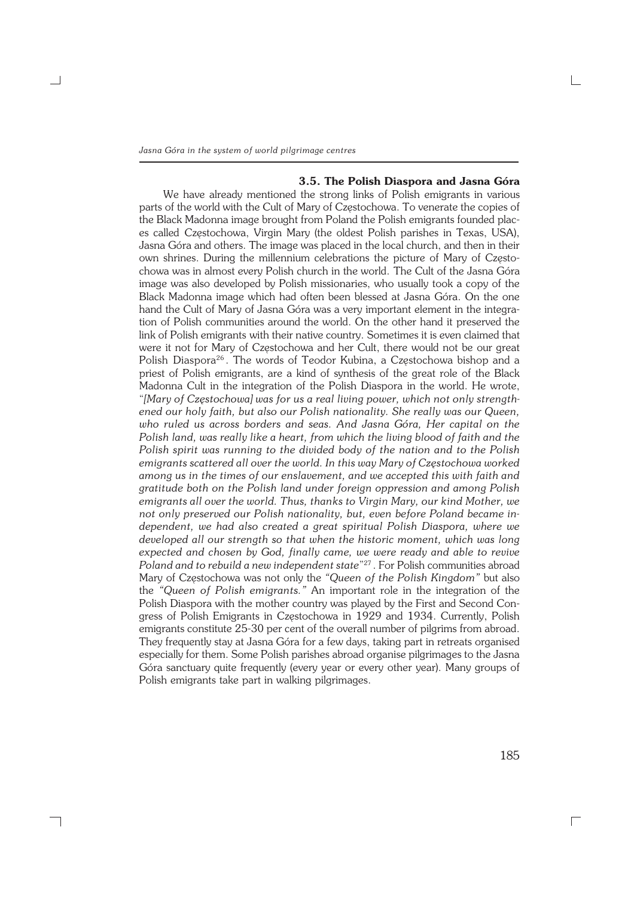### 3.5. The Polish Diaspora and Jasna Góra

We have already mentioned the strong links of Polish emigrants in various parts of the world with the Cult of Mary of Częstochowa. To venerate the copies of the Black Madonna image brought from Poland the Polish emigrants founded places called Częstochowa, Virgin Mary (the oldest Polish parishes in Texas, USA), Jasna Góra and others. The image was placed in the local church, and then in their own shrines. During the millennium celebrations the picture of Mary of Częstochowa was in almost every Polish church in the world. The Cult of the Jasna Góra image was also developed by Polish missionaries, who usually took a copy of the Black Madonna image which had often been blessed at Jasna Góra. On the one hand the Cult of Mary of Jasna Góra was a very important element in the integration of Polish communities around the world. On the other hand it preserved the link of Polish emigrants with their native country. Sometimes it is even claimed that were it not for Mary of Częstochowa and her Cult, there would not be our great Polish Diaspora[26]. The words of Teodor Kubina, a Częstochowa bishop and a priest of Polish emigrants, are a kind of synthesis of the great role of the Black Madonna Cult in the integration of the Polish Diaspora in the world. He wrote, "*[Mary of Częstochowa] was for us a real living power, which not only strengthened our holy faith, but also our Polish nationality. She really was our Queen, who ruled us across borders and seas. And Jasna Góra, Her capital on the Polish land, was really like a heart, from which the living blood of faith and the Polish spirit was running to the divided body of the nation and to the Polish emigrants scattered all over the world. In this way Mary of Częstochowa worked among us in the times of our enslavement, and we accepted this with faith and gratitude both on the Polish land under foreign oppression and among Polish emigrants all over the world. Thus, thanks to Virgin Mary, our kind Mother, we not only preserved our Polish nationality, but, even before Poland became independent, we had also created a great spiritual Polish Diaspora, where we developed all our strength so that when the historic moment, which was long expected and chosen by God, finally came, we were ready and able to revive Poland and to rebuild a new independent state*"[27]. For Polish communities abroad Mary of Częstochowa was not only the *"Queen of the Polish Kingdom"* but also the *"Queen of Polish emigrants."* An important role in the integration of the Polish Diaspora with the mother country was played by the First and Second Congress of Polish Emigrants in Częstochowa in 1929 and 1934. Currently, Polish emigrants constitute 25-30 per cent of the overall number of pilgrims from abroad. They frequently stay at Jasna Góra for a few days, taking part in retreats organised especially for them. Some Polish parishes abroad organise pilgrimages to the Jasna Góra sanctuary quite frequently (every year or every other year). Many groups of Polish emigrants take part in walking pilgrimages.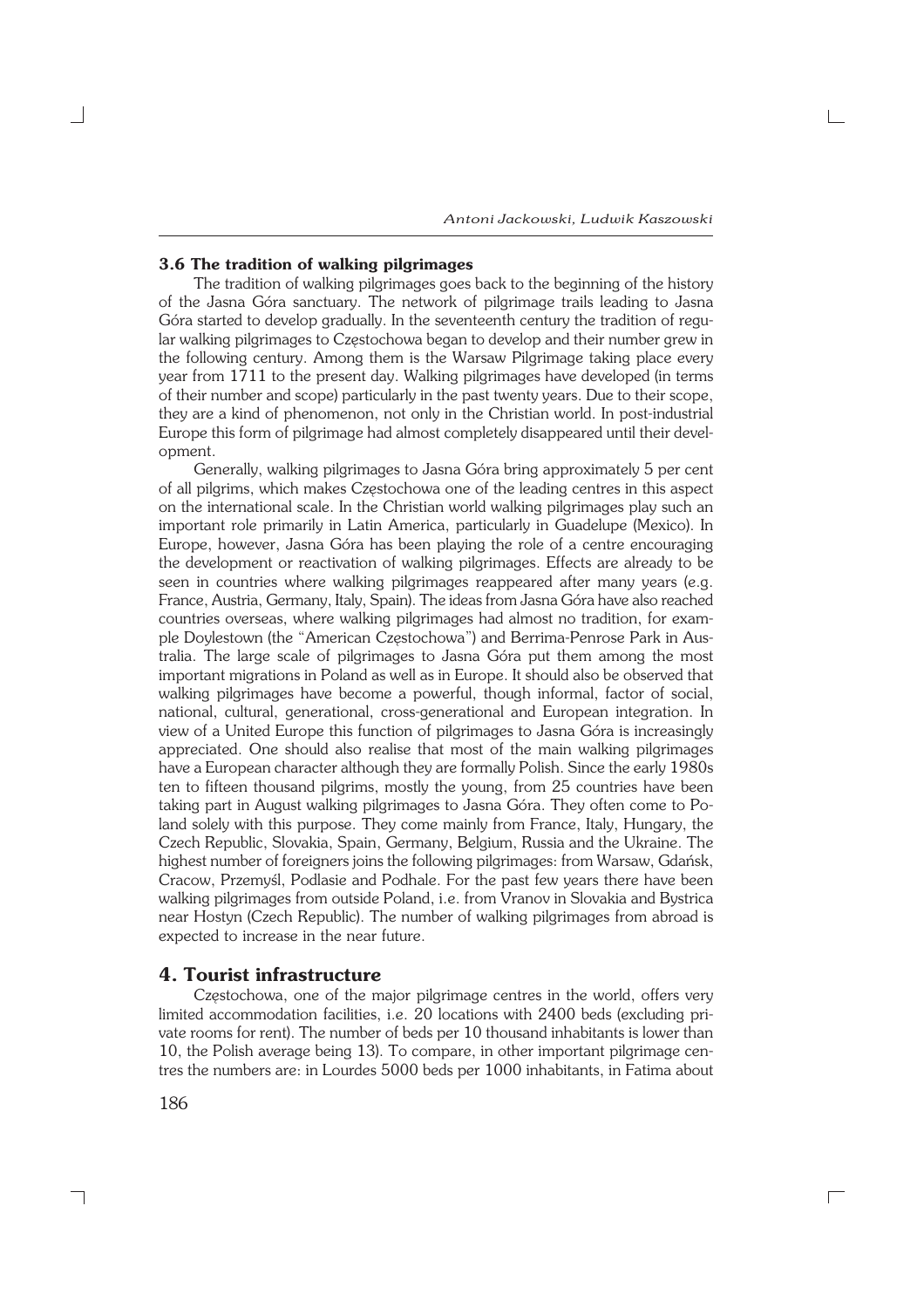### 3.6 The tradition of walking pilgrimages

The tradition of walking pilgrimages goes back to the beginning of the history of the Jasna Góra sanctuary. The network of pilgrimage trails leading to Jasna Góra started to develop gradually. In the seventeenth century the tradition of regular walking pilgrimages to Częstochowa began to develop and their number grew in the following century. Among them is the Warsaw Pilgrimage taking place every year from 1711 to the present day. Walking pilgrimages have developed (in terms of their number and scope) particularly in the past twenty years. Due to their scope, they are a kind of phenomenon, not only in the Christian world. In post-industrial Europe this form of pilgrimage had almost completely disappeared until their development.

Generally, walking pilgrimages to Jasna Góra bring approximately 5 per cent of all pilgrims, which makes Częstochowa one of the leading centres in this aspect on the international scale. In the Christian world walking pilgrimages play such an important role primarily in Latin America, particularly in Guadelupe (Mexico). In Europe, however, Jasna Góra has been playing the role of a centre encouraging the development or reactivation of walking pilgrimages. Effects are already to be seen in countries where walking pilgrimages reappeared after many years (e.g. France, Austria, Germany, Italy, Spain). The ideas from Jasna Góra have also reached countries overseas, where walking pilgrimages had almost no tradition, for example Doylestown (the "American Częstochowa") and Berrima-Penrose Park in Australia. The large scale of pilgrimages to Jasna Góra put them among the most important migrations in Poland as well as in Europe. It should also be observed that walking pilgrimages have become a powerful, though informal, factor of social, national, cultural, generational, cross-generational and European integration. In view of a United Europe this function of pilgrimages to Jasna Góra is increasingly appreciated. One should also realise that most of the main walking pilgrimages have a European character although they are formally Polish. Since the early 1980s ten to fifteen thousand pilgrims, mostly the young, from 25 countries have been taking part in August walking pilgrimages to Jasna Góra. They often come to Poland solely with this purpose. They come mainly from France, Italy, Hungary, the Czech Republic, Slovakia, Spain, Germany, Belgium, Russia and the Ukraine. The highest number of foreigners joins the following pilgrimages: from Warsaw, Gdańsk, Cracow, Przemyśl, Podlasie and Podhale. For the past few years there have been walking pilgrimages from outside Poland, i.e. from Vranov in Slovakia and Bystrica near Hostyn (Czech Republic). The number of walking pilgrimages from abroad is expected to increase in the near future.

## 4. Tourist infrastructure

Częstochowa, one of the major pilgrimage centres in the world, offers very limited accommodation facilities, i.e. 20 locations with 2400 beds (excluding private rooms for rent). The number of beds per 10 thousand inhabitants is lower than 10, the Polish average being 13). To compare, in other important pilgrimage centres the numbers are: in Lourdes 5000 beds per 1000 inhabitants, in Fatima about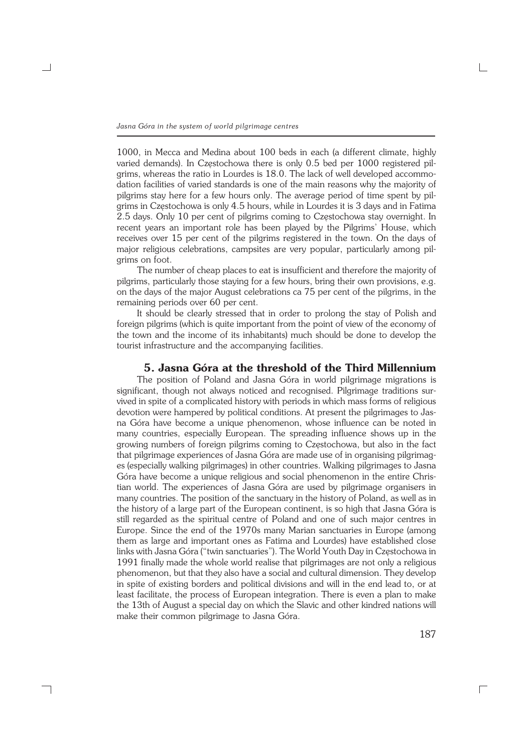1000, in Mecca and Medina about 100 beds in each (a different climate, highly varied demands). In Częstochowa there is only 0.5 bed per 1000 registered pilgrims, whereas the ratio in Lourdes is 18.0. The lack of well developed accommodation facilities of varied standards is one of the main reasons why the majority of pilgrims stay here for a few hours only. The average period of time spent by pilgrims in Częstochowa is only 4.5 hours, while in Lourdes it is 3 days and in Fatima 2.5 days. Only 10 per cent of pilgrims coming to Częstochowa stay overnight. In recent years an important role has been played by the Pilgrims' House, which receives over 15 per cent of the pilgrims registered in the town. On the days of major religious celebrations, campsites are very popular, particularly among pilgrims on foot.

The number of cheap places to eat is insufficient and therefore the majority of pilgrims, particularly those staying for a few hours, bring their own provisions, e.g. on the days of the major August celebrations ca 75 per cent of the pilgrims, in the remaining periods over 60 per cent.

It should be clearly stressed that in order to prolong the stay of Polish and foreign pilgrims (which is quite important from the point of view of the economy of the town and the income of its inhabitants) much should be done to develop the tourist infrastructure and the accompanying facilities.

## 5. Jasna Góra at the threshold of the Third Millennium

The position of Poland and Jasna Góra in world pilgrimage migrations is significant, though not always noticed and recognised. Pilgrimage traditions survived in spite of a complicated history with periods in which mass forms of religious devotion were hampered by political conditions. At present the pilgrimages to Jasna Góra have become a unique phenomenon, whose influence can be noted in many countries, especially European. The spreading influence shows up in the growing numbers of foreign pilgrims coming to Częstochowa, but also in the fact that pilgrimage experiences of Jasna Góra are made use of in organising pilgrimages (especially walking pilgrimages) in other countries. Walking pilgrimages to Jasna Góra have become a unique religious and social phenomenon in the entire Christian world. The experiences of Jasna Góra are used by pilgrimage organisers in many countries. The position of the sanctuary in the history of Poland, as well as in the history of a large part of the European continent, is so high that Jasna Góra is still regarded as the spiritual centre of Poland and one of such major centres in Europe. Since the end of the 1970s many Marian sanctuaries in Europe (among them as large and important ones as Fatima and Lourdes) have established close links with Jasna Góra ("twin sanctuaries"). The World Youth Day in Częstochowa in 1991 finally made the whole world realise that pilgrimages are not only a religious phenomenon, but that they also have a social and cultural dimension. They develop in spite of existing borders and political divisions and will in the end lead to, or at least facilitate, the process of European integration. There is even a plan to make the 13th of August a special day on which the Slavic and other kindred nations will make their common pilgrimage to Jasna Góra.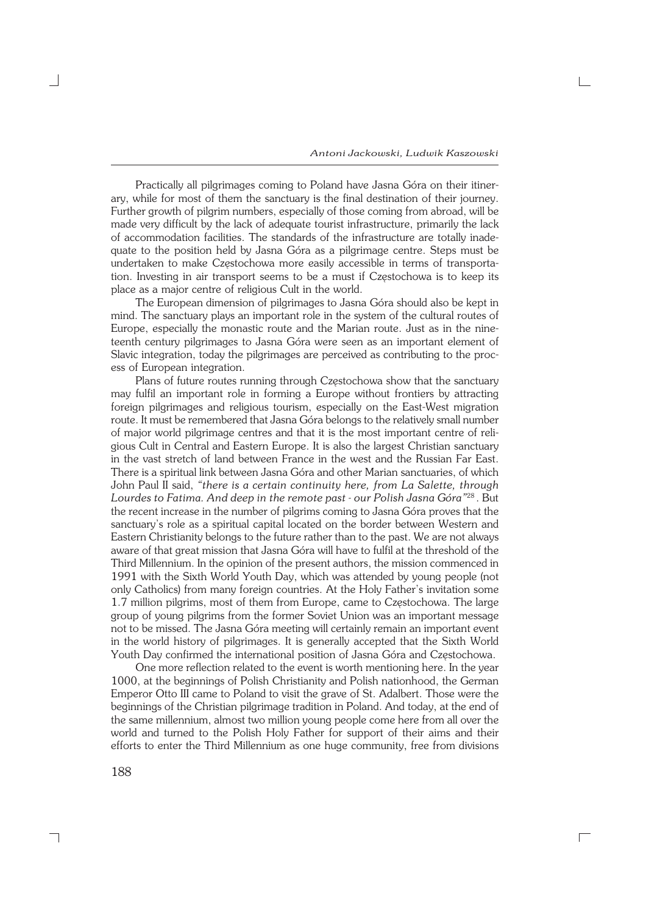Practically all pilgrimages coming to Poland have Jasna Góra on their itinerary, while for most of them the sanctuary is the final destination of their journey. Further growth of pilgrim numbers, especially of those coming from abroad, will be made very difficult by the lack of adequate tourist infrastructure, primarily the lack of accommodation facilities. The standards of the infrastructure are totally inadequate to the position held by Jasna Góra as a pilgrimage centre. Steps must be undertaken to make Częstochowa more easily accessible in terms of transportation. Investing in air transport seems to be a must if Częstochowa is to keep its place as a major centre of religious Cult in the world.

The European dimension of pilgrimages to Jasna Góra should also be kept in mind. The sanctuary plays an important role in the system of the cultural routes of Europe, especially the monastic route and the Marian route. Just as in the nineteenth century pilgrimages to Jasna Góra were seen as an important element of Slavic integration, today the pilgrimages are perceived as contributing to the process of European integration.

Plans of future routes running through Częstochowa show that the sanctuary may fulfil an important role in forming a Europe without frontiers by attracting foreign pilgrimages and religious tourism, especially on the East-West migration route. It must be remembered that Jasna Góra belongs to the relatively small number of major world pilgrimage centres and that it is the most important centre of religious Cult in Central and Eastern Europe. It is also the largest Christian sanctuary in the vast stretch of land between France in the west and the Russian Far East. There is a spiritual link between Jasna Góra and other Marian sanctuaries, of which John Paul II said, *"there is a certain continuity here, from La Salette, through Lourdes to Fatima. And deep in the remote past - our Polish Jasna Góra"*[28]. But the recent increase in the number of pilgrims coming to Jasna Góra proves that the sanctuary's role as a spiritual capital located on the border between Western and Eastern Christianity belongs to the future rather than to the past. We are not always aware of that great mission that Jasna Góra will have to fulfil at the threshold of the Third Millennium. In the opinion of the present authors, the mission commenced in 1991 with the Sixth World Youth Day, which was attended by young people (not only Catholics) from many foreign countries. At the Holy Father's invitation some 1.7 million pilgrims, most of them from Europe, came to Częstochowa. The large group of young pilgrims from the former Soviet Union was an important message not to be missed. The Jasna Góra meeting will certainly remain an important event in the world history of pilgrimages. It is generally accepted that the Sixth World Youth Day confirmed the international position of Jasna Góra and Częstochowa.

One more reflection related to the event is worth mentioning here. In the year 1000, at the beginnings of Polish Christianity and Polish nationhood, the German Emperor Otto III came to Poland to visit the grave of St. Adalbert. Those were the beginnings of the Christian pilgrimage tradition in Poland. And today, at the end of the same millennium, almost two million young people come here from all over the world and turned to the Polish Holy Father for support of their aims and their efforts to enter the Third Millennium as one huge community, free from divisions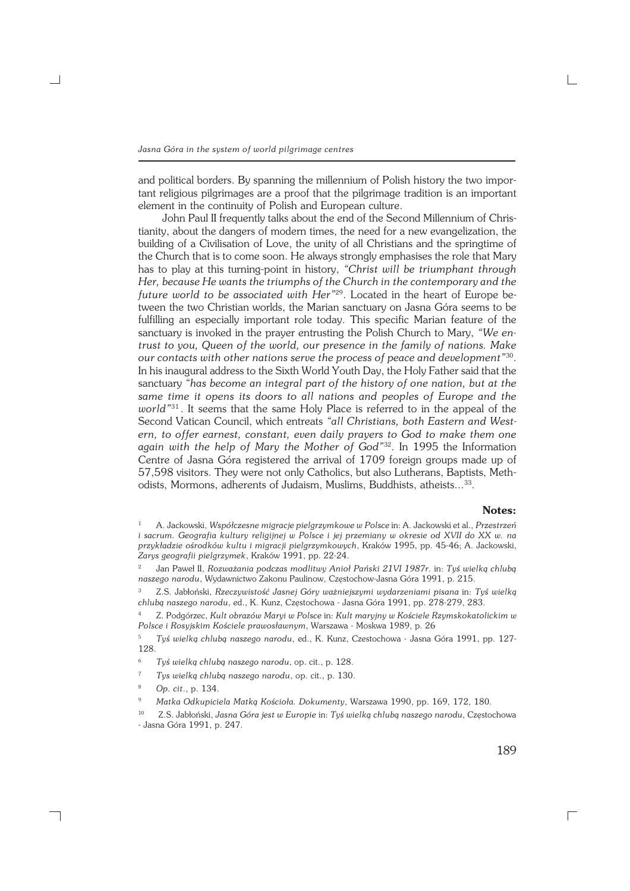and political borders. By spanning the millennium of Polish history the two important religious pilgrimages are a proof that the pilgrimage tradition is an important element in the continuity of Polish and European culture.

John Paul II frequently talks about the end of the Second Millennium of Christianity, about the dangers of modern times, the need for a new evangelization, the building of a Civilisation of Love, the unity of all Christians and the springtime of the Church that is to come soon. He always strongly emphasises the role that Mary has to play at this turning-point in history, *"Christ will be triumphant through Her, because He wants the triumphs of the Church in the contemporary and the future world to be associated with Her"*[29]. Located in the heart of Europe between the two Christian worlds, the Marian sanctuary on Jasna Góra seems to be fulfilling an especially important role today. This specific Marian feature of the sanctuary is invoked in the prayer entrusting the Polish Church to Mary, *"We entrust to you, Queen of the world, our presence in the family of nations. Make our contacts with other nations serve the process of peace and development"*[30]. In his inaugural address to the Sixth World Youth Day, the Holy Father said that the sanctuary *"has become an integral part of the history of one nation, but at the same time it opens its doors to all nations and peoples of Europe and the world"*[31]. It seems that the same Holy Place is referred to in the appeal of the Second Vatican Council, which entreats *"all Christians, both Eastern and Western, to offer earnest, constant, even daily prayers to God to make them one again with the help of Mary the Mother of God"*[32]. In 1995 the Information Centre of Jasna Góra registered the arrival of 1709 foreign groups made up of 57,598 visitors. They were not only Catholics, but also Lutherans, Baptists, Methodists, Mormons, adherents of Judaism, Muslims, Buddhists, atheists...[33].

**Notes:**

[1] A. Jackowski, *Współczesne migracje pielgrzymkowe w Polsce* in: A. Jackowski et al., *Przestrzeń i sacrum. Geografia kultury religijnej w Polsce i jej przemiany w okresie od XVII do XX w. na przykładzie ośrodków kultu i migracji pielgrzymkowych*, Kraków 1995, pp. 45-46; A. Jackowski, *Zarys geografii pielgrzymek*, Kraków 1991, pp. 22-24.

[2] Jan Paweł II, *Rozważania podczas modlitwy Anioł Pański 21VI 1987r.* in: *Tyś wielką chlubą naszego narodu*, Wydawnictwo Zakonu Paulinow, Częstochow-Jasna Góra 1991, p. 215.

[3] Z.S. Jabłoński, *Rzeczywistość Jasnej Góry ważniejszymi wydarzeniami pisana* in: *Tyś wielką chlubą naszego narodu*, ed., K. Kunz, Częstochowa - Jasna Góra 1991, pp. 278-279, 283.

[4] Z. Podgórzec, *Kult obrazów Maryi w Polsce* in: *Kult maryjny w Kościele Rzymskokatolickim w Polsce i Rosyjskim Kościele prawosławnym*, Warszawa - Moskwa 1989, p. 26

[5] *Tyś wielką chlubą naszego narodu*, ed., K. Kunz, Czestochowa - Jasna Góra 1991, pp. 127-128.

[6] *Tyś wielką chlubą naszego narodu*, op. cit., p. 128.

[7] *Tys wielką chlubą naszego narodu*, op. cit., p. 130.

[8] *Op. cit*., p. 134.

[9] *Matka Odkupiciela Matką Kościoła. Dokumenty*, Warszawa 1990, pp. 169, 172, 180.

[10] Z.S. Jabłoński, *Jasna Góra jest w Europie* in: *Tyś wielką chlubą naszego narodu*, Częstochowa - Jasna Góra 1991, p. 247.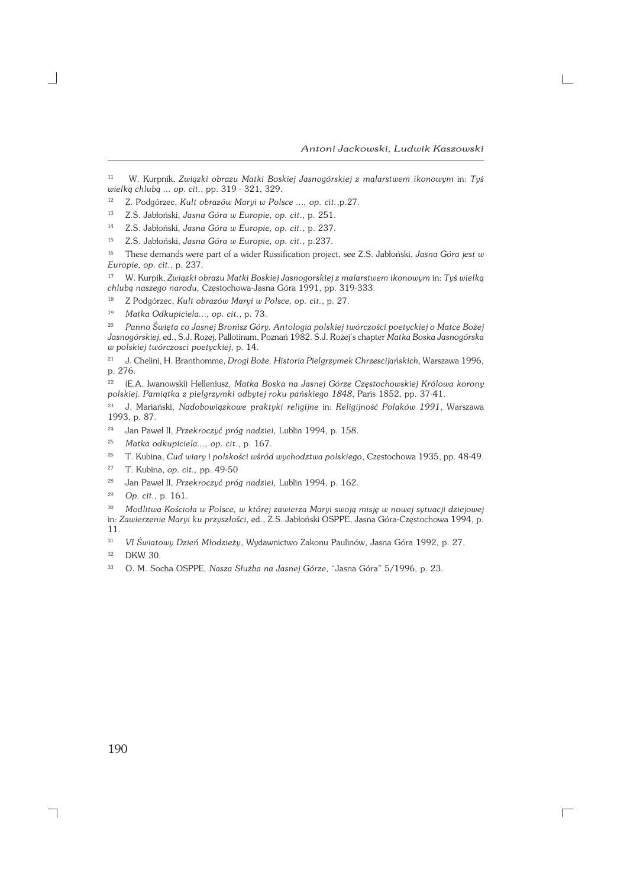[11] W. Kurpnik, *Związki obrazu Matki Boskiej Jasnogórskiej z malarstwem ikonowym* in: *Tyś wielką chlubą ... op. cit.*, pp. 319 - 321, 329.

[12] Z. Podgórzec, *Kult obrazów Maryi w Polsce ..., op. cit.*,p.27.

[13] Z.S. Jabłoński, *Jasna Góra w Europie, op. cit.*, p. 251.

[14] Z.S. Jabłoński, *Jasna Góra w Europie, op. cit.*, p. 237.

[15] Z.S. Jabłoński, *Jasna Góra w Europie, op. cit.*, p.237.

[16] These demands were part of a wider Russification project, see Z.S. Jabłoński, *Jasna Góra jest w Europie, op. cit.*, p. 237.

[17] W. Kurpik, *Związki obrazu Matki Boskiej Jasnogorskiej z malarstwem ikonowym* in: *Tyś wielką chlubą naszego narodu,* Częstochowa-Jasna Góra 1991, pp. 319-333.

[18] Z Podgórzec, *Kult obrazów Maryi w Polsce, op. cit.*, p. 27.

[19] *Matka Odkupiciela..., op. cit.*, p. 73.

[20] *Panno Święta co Jasnej Bronisz Góry. Antologia polskiej twórczości poetyckiej o Matce Bożej Jasnogórskiej*, ed., S.J. Rozej, Pallotinum, Poznań 1982. S.J. Rożej's chapter *Matka Boska Jasnogórska w polskiej twórczosci poetyckiej,* p. 14.

[21] J. Chelini, H. Branthomme, *Drogi Boże. Historia Pielgrzymek Chrzescijańskich*, Warszawa 1996, p. 276.

[22] (E.A. Iwanowski) Helleniusz, *Matka Boska na Jasnej Górze Częstochowskiej Królowa korony polskiej. Pamiątka z pielgrzymki odbytej roku pańskiego 1848*, Paris 1852, pp. 37-41.

[23] J. Mariański, *Nadobowiązkowe praktyki religijne* in: *Religijność Polaków 1991*, Warszawa 1993, p. 87.

[24] Jan Paweł II, *Przekroczyć próg nadziei,* Lublin 1994, p. 158.

[25] *Matka odkupiciela..., op. cit.*, p. 167.

[26] T. Kubina, *Cud wiary i polskości wśród wychodztwa polskiego*, Częstochowa 1935, pp. 48-49.

[27] T. Kubina, *op. cit.,* pp. 49-50

[28] Jan Paweł II, *Przekroczyć próg nadziei,* Lublin 1994, p. 162.

[29] *Op. cit.*, p. 161.

[30] *Modlitwa Kościoła w Polsce, w której zawierza Maryi swoją misję w nowej sytuacji dziejowej* in: *Zawierzenie Maryi ku przyszłości*, ed., Z.S. Jabłoński OSPPE, Jasna Góra-Częstochowa 1994, p. 11.

[31] *VI Światowy Dzień Młodzieży*, Wydawnictwo Zakonu Paulinów, Jasna Góra 1992, p. 27.

[32] DKW 30.

[33] O. M. Socha OSPPE, *Nasza Służba na Jasnej Górze*, "Jasna Góra" 5/1996, p. 23.